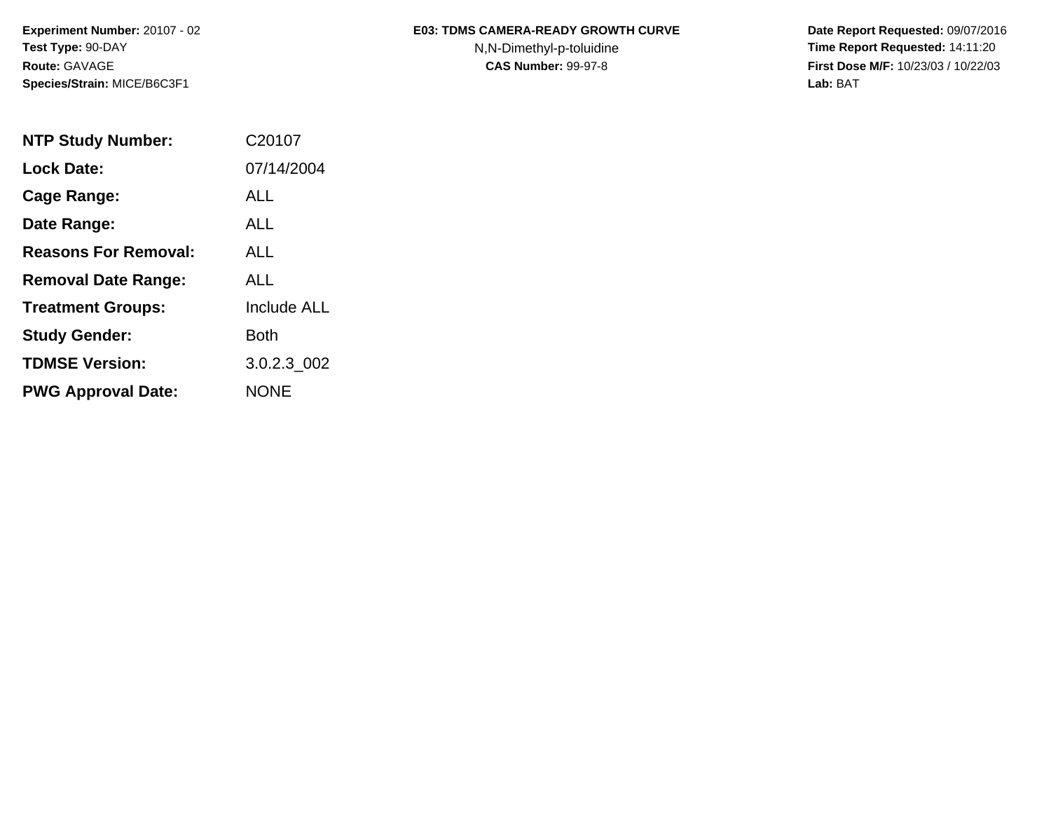**Experiment Number:** 20107 - 02
**Test Type:** 90-DAY
**Route:** GAVAGE
**Species/Strain:** MICE/B6C3F1

**E03: TDMS CAMERA-READY GROWTH CURVE**
N,N-Dimethyl-p-toluidine
**CAS Number:** 99-97-8

**Date Report Requested:** 09/07/2016
**Time Report Requested:** 14:11:20
**First Dose M/F:** 10/23/03 / 10/22/03
**Lab:** BAT

| | |
|---|---|
| **NTP Study Number:** | C20107 |
| **Lock Date:** | 07/14/2004 |
| **Cage Range:** | ALL |
| **Date Range:** | ALL |
| **Reasons For Removal:** | ALL |
| **Removal Date Range:** | ALL |
| **Treatment Groups:** | Include ALL |
| **Study Gender:** | Both |
| **TDMSE Version:** | 3.0.2.3_002 |
| **PWG Approval Date:** | NONE |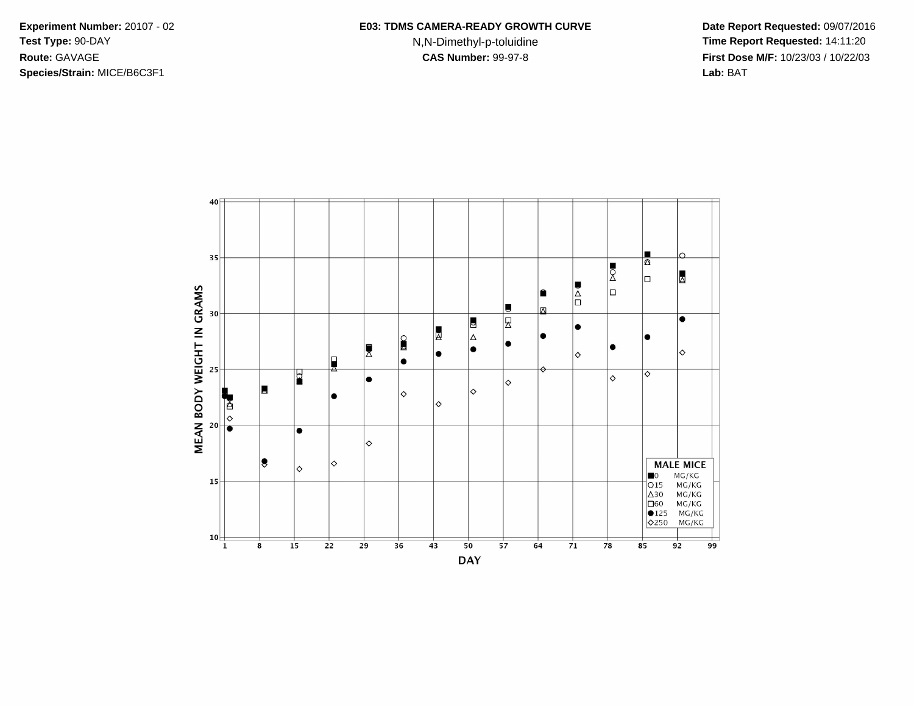**Experiment Number:** 20107 - 02
**Test Type:** 90-DAY
**Route:** GAVAGE
**Species/Strain:** MICE/B6C3F1

**E03: TDMS CAMERA-READY GROWTH CURVE**
N,N-Dimethyl-p-toluidine
**CAS Number:** 99-97-8

**Date Report Requested:** 09/07/2016
**Time Report Requested:** 14:11:20
**First Dose M/F:** 10/23/03 / 10/22/03
**Lab:** BAT

MEAN BODY WEIGHT IN GRAMS

DAY

MALE MICE
■0 MG/KG
○15 MG/KG
△30 MG/KG
□60 MG/KG
●125 MG/KG
◇250 MG/KG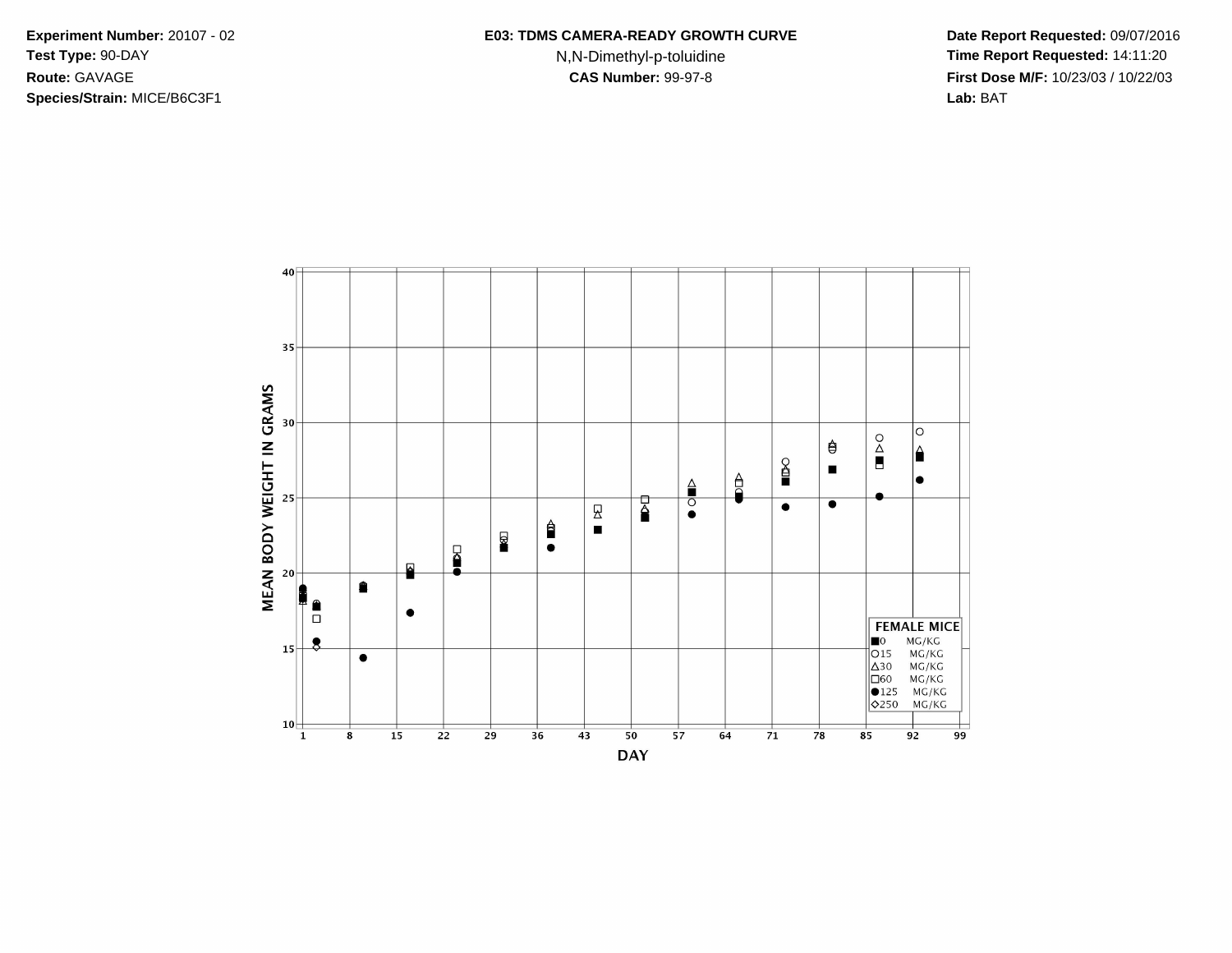**Experiment Number:** 20107 - 02
**Test Type:** 90-DAY
**Route:** GAVAGE
**Species/Strain:** MICE/B6C3F1

**E03: TDMS CAMERA-READY GROWTH CURVE**
N,N-Dimethyl-p-toluidine
**CAS Number:** 99-97-8

**Date Report Requested:** 09/07/2016
**Time Report Requested:** 14:11:20
**First Dose M/F:** 10/23/03 / 10/22/03
**Lab:** BAT

MEAN BODY WEIGHT IN GRAMS

40
35
30
25
20
15
10

DAY

1 8 15 22 29 36 43 50 57 64 71 78 85 92 99

FEMALE MICE
■0 MG/KG
○15 MG/KG
△30 MG/KG
□60 MG/KG
●125 MG/KG
◇250 MG/KG